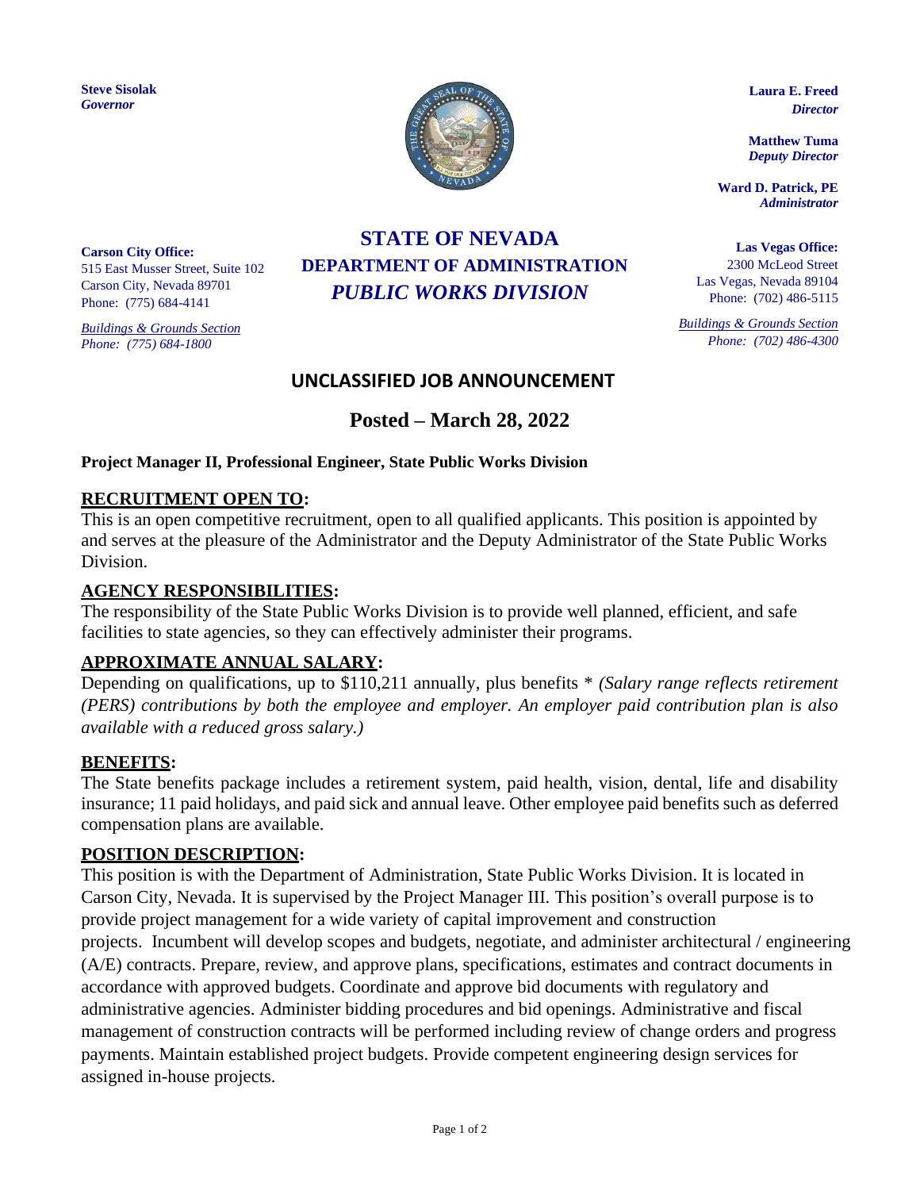**Steve Sisolak**
*Governor*

**Laura E. Freed**
*Director*

**Matthew Tuma**
*Deputy Director*

**Ward D. Patrick, PE**
*Administrator*

# STATE OF NEVADA
## DEPARTMENT OF ADMINISTRATION
## *PUBLIC WORKS DIVISION*

**Carson City Office:**
515 East Musser Street, Suite 102
Carson City, Nevada 89701
Phone: (775) 684-4141

*Buildings & Grounds Section*
*Phone: (775) 684-1800*

**Las Vegas Office:**
2300 McLeod Street
Las Vegas, Nevada 89104
Phone: (702) 486-5115

*Buildings & Grounds Section*
*Phone: (702) 486-4300*

## UNCLASSIFIED JOB ANNOUNCEMENT

## Posted – March 28, 2022

**Project Manager II, Professional Engineer, State Public Works Division**

### RECRUITMENT OPEN TO:
This is an open competitive recruitment, open to all qualified applicants. This position is appointed by and serves at the pleasure of the Administrator and the Deputy Administrator of the State Public Works Division.

### AGENCY RESPONSIBILITIES:
The responsibility of the State Public Works Division is to provide well planned, efficient, and safe facilities to state agencies, so they can effectively administer their programs.

### APPROXIMATE ANNUAL SALARY:
Depending on qualifications, up to $110,211 annually, plus benefits * *(Salary range reflects retirement (PERS) contributions by both the employee and employer. An employer paid contribution plan is also available with a reduced gross salary.)*

### BENEFITS:
The State benefits package includes a retirement system, paid health, vision, dental, life and disability insurance; 11 paid holidays, and paid sick and annual leave. Other employee paid benefits such as deferred compensation plans are available.

### POSITION DESCRIPTION:
This position is with the Department of Administration, State Public Works Division. It is located in Carson City, Nevada. It is supervised by the Project Manager III. This position's overall purpose is to provide project management for a wide variety of capital improvement and construction projects. Incumbent will develop scopes and budgets, negotiate, and administer architectural / engineering (A/E) contracts. Prepare, review, and approve plans, specifications, estimates and contract documents in accordance with approved budgets. Coordinate and approve bid documents with regulatory and administrative agencies. Administer bidding procedures and bid openings. Administrative and fiscal management of construction contracts will be performed including review of change orders and progress payments. Maintain established project budgets. Provide competent engineering design services for assigned in-house projects.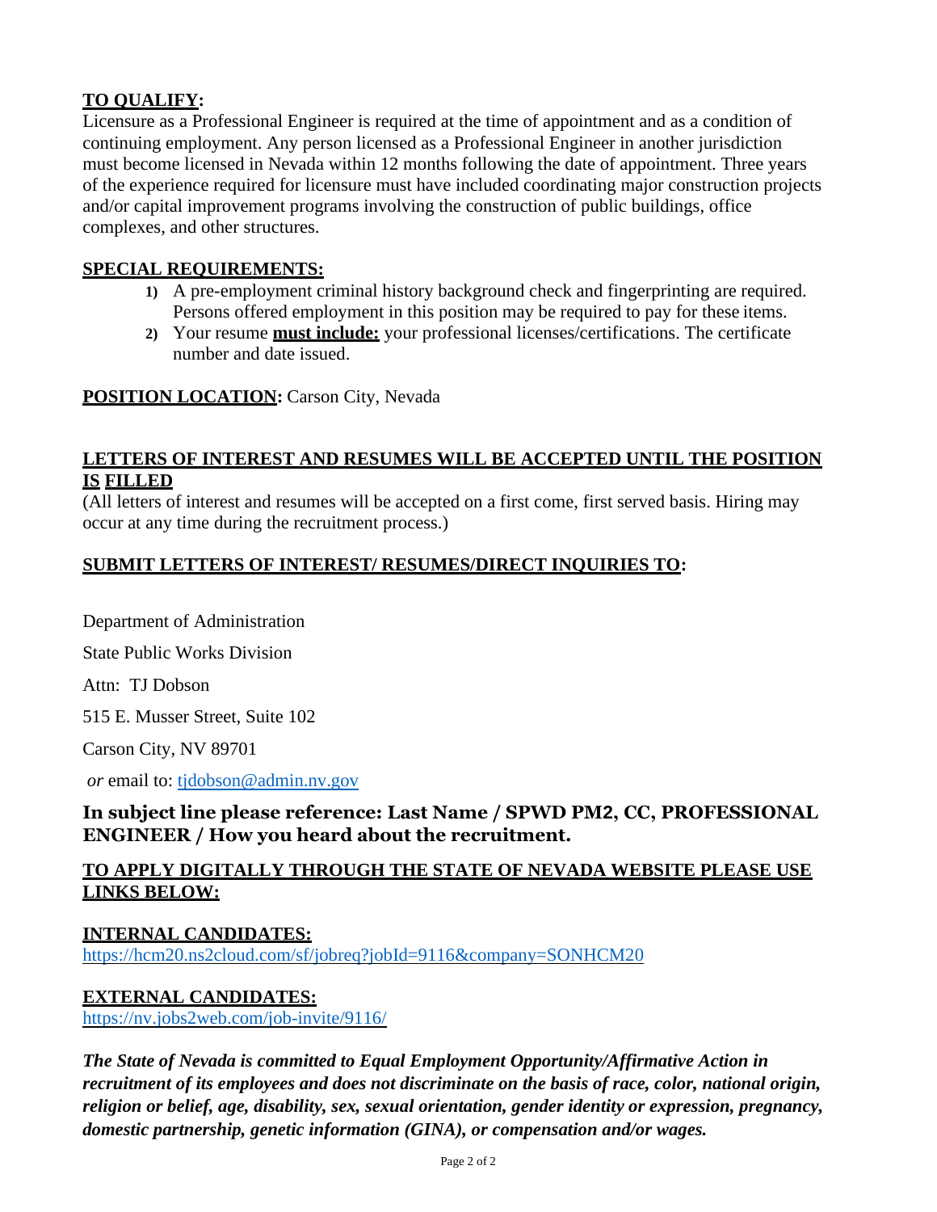**TO QUALIFY:**

Licensure as a Professional Engineer is required at the time of appointment and as a condition of continuing employment. Any person licensed as a Professional Engineer in another jurisdiction must become licensed in Nevada within 12 months following the date of appointment. Three years of the experience required for licensure must have included coordinating major construction projects and/or capital improvement programs involving the construction of public buildings, office complexes, and other structures.

**SPECIAL REQUIREMENTS:**

1) A pre-employment criminal history background check and fingerprinting are required. Persons offered employment in this position may be required to pay for these items.
2) Your resume **must include:** your professional licenses/certifications. The certificate number and date issued.

**POSITION LOCATION:** Carson City, Nevada

**LETTERS OF INTEREST AND RESUMES WILL BE ACCEPTED UNTIL THE POSITION IS FILLED**

(All letters of interest and resumes will be accepted on a first come, first served basis. Hiring may occur at any time during the recruitment process.)

**SUBMIT LETTERS OF INTEREST/ RESUMES/DIRECT INQUIRIES TO:**

Department of Administration

State Public Works Division

Attn: TJ Dobson

515 E. Musser Street, Suite 102

Carson City, NV 89701

*or* email to: tjdobson@admin.nv.gov

**In subject line please reference: Last Name / SPWD PM2, CC, PROFESSIONAL ENGINEER / How you heard about the recruitment.**

**TO APPLY DIGITALLY THROUGH THE STATE OF NEVADA WEBSITE PLEASE USE LINKS BELOW:**

**INTERNAL CANDIDATES:**
https://hcm20.ns2cloud.com/sf/jobreq?jobId=9116&company=SONHCM20

**EXTERNAL CANDIDATES:**
https://nv.jobs2web.com/job-invite/9116/

***The State of Nevada is committed to Equal Employment Opportunity/Affirmative Action in recruitment of its employees and does not discriminate on the basis of race, color, national origin, religion or belief, age, disability, sex, sexual orientation, gender identity or expression, pregnancy, domestic partnership, genetic information (GINA), or compensation and/or wages.***